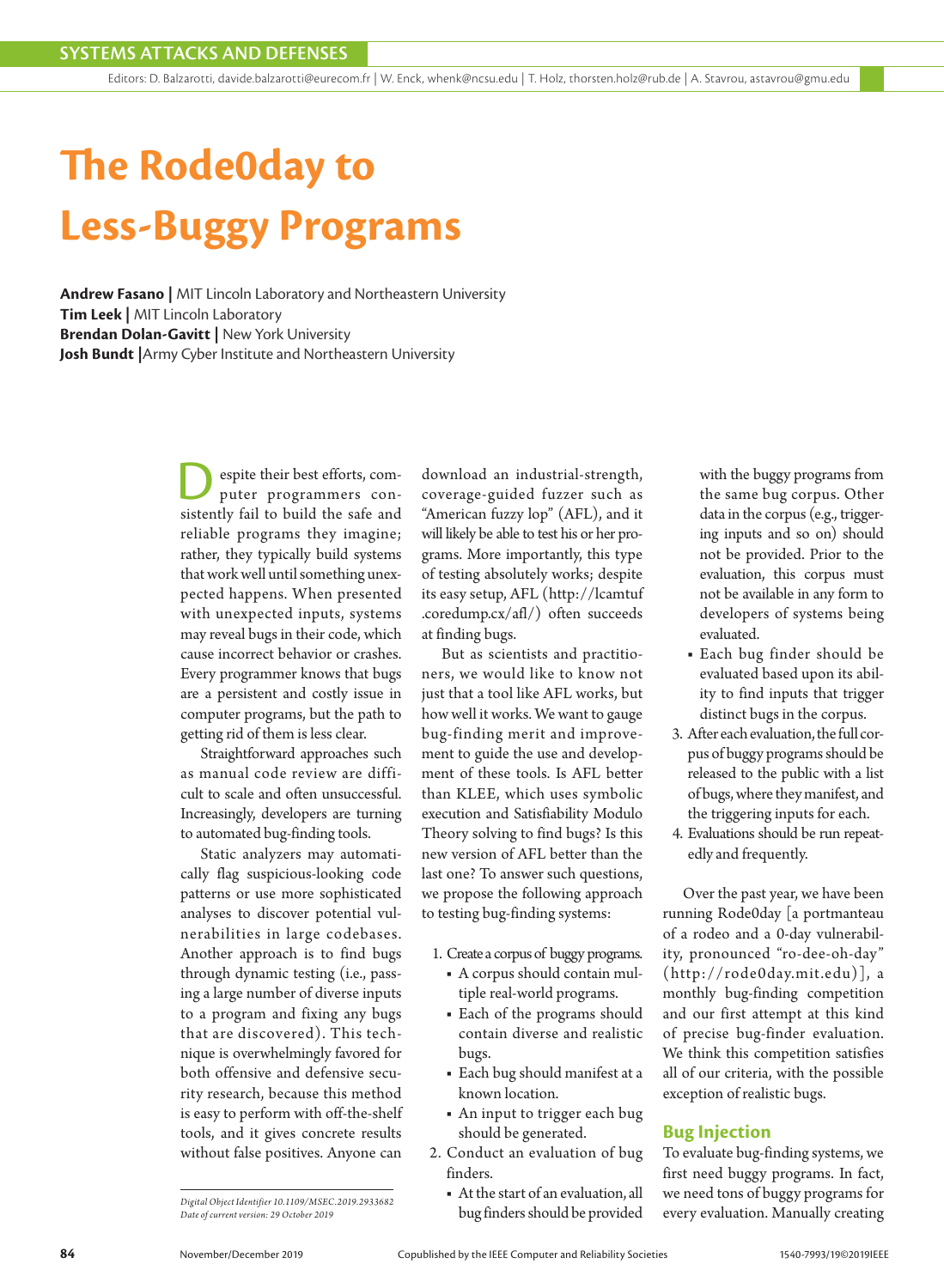# The Rode0day to Less-Buggy Programs

**Andrew Fasano** | MIT Lincoln Laboratory and Northeastern University
**Tim Leek** | MIT Lincoln Laboratory
**Brendan Dolan-Gavitt** | New York University
**Josh Bundt** | Army Cyber Institute and Northeastern University

Despite their best efforts, computer programmers consistently fail to build the safe and reliable programs they imagine; rather, they typically build systems that work well until something unexpected happens. When presented with unexpected inputs, systems may reveal bugs in their code, which cause incorrect behavior or crashes. Every programmer knows that bugs are a persistent and costly issue in computer programs, but the path to getting rid of them is less clear.

Straightforward approaches such as manual code review are difficult to scale and often unsuccessful. Increasingly, developers are turning to automated bug-finding tools.

Static analyzers may automatically flag suspicious-looking code patterns or use more sophisticated analyses to discover potential vulnerabilities in large codebases. Another approach is to find bugs through dynamic testing (i.e., passing a large number of diverse inputs to a program and fixing any bugs that are discovered). This technique is overwhelmingly favored for both offensive and defensive security research, because this method is easy to perform with off-the-shelf tools, and it gives concrete results without false positives. Anyone can download an industrial-strength, coverage-guided fuzzer such as "American fuzzy lop" (AFL), and it will likely be able to test his or her programs. More importantly, this type of testing absolutely works; despite its easy setup, AFL (http://lcamtuf.coredump.cx/afl/) often succeeds at finding bugs.

But as scientists and practitioners, we would like to know not just that a tool like AFL works, but how well it works. We want to gauge bug-finding merit and improvement to guide the use and development of these tools. Is AFL better than KLEE, which uses symbolic execution and Satisfiability Modulo Theory solving to find bugs? Is this new version of AFL better than the last one? To answer such questions, we propose the following approach to testing bug-finding systems:

1. Create a corpus of buggy programs.
   - A corpus should contain multiple real-world programs.
   - Each of the programs should contain diverse and realistic bugs.
   - Each bug should manifest at a known location.
   - An input to trigger each bug should be generated.
2. Conduct an evaluation of bug finders.
   - At the start of an evaluation, all bug finders should be provided with the buggy programs from the same bug corpus. Other data in the corpus (e.g., triggering inputs and so on) should not be provided. Prior to the evaluation, this corpus must not be available in any form to developers of systems being evaluated.
   - Each bug finder should be evaluated based upon its ability to find inputs that trigger distinct bugs in the corpus.
3. After each evaluation, the full corpus of buggy programs should be released to the public with a list of bugs, where they manifest, and the triggering inputs for each.
4. Evaluations should be run repeatedly and frequently.

Over the past year, we have been running Rode0day [a portmanteau of a rodeo and a 0-day vulnerability, pronounced "ro-dee-oh-day" (http://rode0day.mit.edu)], a monthly bug-finding competition and our first attempt at this kind of precise bug-finder evaluation. We think this competition satisfies all of our criteria, with the possible exception of realistic bugs.

## Bug Injection

To evaluate bug-finding systems, we first need buggy programs. In fact, we need tons of buggy programs for every evaluation. Manually creating

*Digital Object Identifier 10.1109/MSEC.2019.2933682*
*Date of current version: 29 October 2019*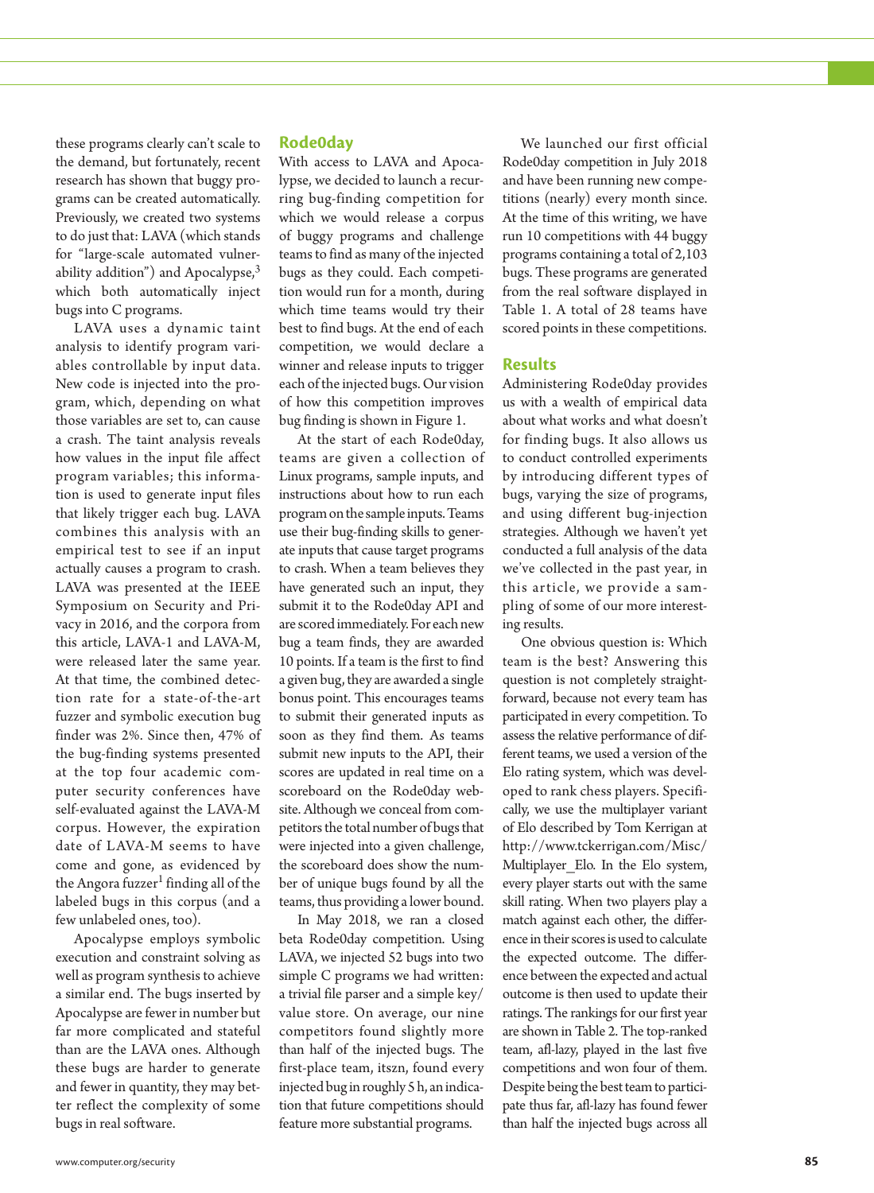these programs clearly can't scale to the demand, but fortunately, recent research has shown that buggy programs can be created automatically. Previously, we created two systems to do just that: LAVA (which stands for "large-scale automated vulnerability addition") and Apocalypse,[3] which both automatically inject bugs into C programs.

LAVA uses a dynamic taint analysis to identify program variables controllable by input data. New code is injected into the program, which, depending on what those variables are set to, can cause a crash. The taint analysis reveals how values in the input file affect program variables; this information is used to generate input files that likely trigger each bug. LAVA combines this analysis with an empirical test to see if an input actually causes a program to crash. LAVA was presented at the IEEE Symposium on Security and Privacy in 2016, and the corpora from this article, LAVA-1 and LAVA-M, were released later the same year. At that time, the combined detection rate for a state-of-the-art fuzzer and symbolic execution bug finder was 2%. Since then, 47% of the bug-finding systems presented at the top four academic computer security conferences have self-evaluated against the LAVA-M corpus. However, the expiration date of LAVA-M seems to have come and gone, as evidenced by the Angora fuzzer[1] finding all of the labeled bugs in this corpus (and a few unlabeled ones, too).

Apocalypse employs symbolic execution and constraint solving as well as program synthesis to achieve a similar end. The bugs inserted by Apocalypse are fewer in number but far more complicated and stateful than are the LAVA ones. Although these bugs are harder to generate and fewer in quantity, they may better reflect the complexity of some bugs in real software.

## Rode0day

With access to LAVA and Apocalypse, we decided to launch a recurring bug-finding competition for which we would release a corpus of buggy programs and challenge teams to find as many of the injected bugs as they could. Each competition would run for a month, during which time teams would try their best to find bugs. At the end of each competition, we would declare a winner and release inputs to trigger each of the injected bugs. Our vision of how this competition improves bug finding is shown in Figure 1.

At the start of each Rode0day, teams are given a collection of Linux programs, sample inputs, and instructions about how to run each program on the sample inputs. Teams use their bug-finding skills to generate inputs that cause target programs to crash. When a team believes they have generated such an input, they submit it to the Rode0day API and are scored immediately. For each new bug a team finds, they are awarded 10 points. If a team is the first to find a given bug, they are awarded a single bonus point. This encourages teams to submit their generated inputs as soon as they find them. As teams submit new inputs to the API, their scores are updated in real time on a scoreboard on the Rode0day website. Although we conceal from competitors the total number of bugs that were injected into a given challenge, the scoreboard does show the number of unique bugs found by all the teams, thus providing a lower bound.

In May 2018, we ran a closed beta Rode0day competition. Using LAVA, we injected 52 bugs into two simple C programs we had written: a trivial file parser and a simple key/value store. On average, our nine competitors found slightly more than half of the injected bugs. The first-place team, itszn, found every injected bug in roughly 5 h, an indication that future competitions should feature more substantial programs.

We launched our first official Rode0day competition in July 2018 and have been running new competitions (nearly) every month since. At the time of this writing, we have run 10 competitions with 44 buggy programs containing a total of 2,103 bugs. These programs are generated from the real software displayed in Table 1. A total of 28 teams have scored points in these competitions.

## Results

Administering Rode0day provides us with a wealth of empirical data about what works and what doesn't for finding bugs. It also allows us to conduct controlled experiments by introducing different types of bugs, varying the size of programs, and using different bug-injection strategies. Although we haven't yet conducted a full analysis of the data we've collected in the past year, in this article, we provide a sampling of some of our more interesting results.

One obvious question is: Which team is the best? Answering this question is not completely straightforward, because not every team has participated in every competition. To assess the relative performance of different teams, we used a version of the Elo rating system, which was developed to rank chess players. Specifically, we use the multiplayer variant of Elo described by Tom Kerrigan at http://www.tckerrigan.com/Misc/Multiplayer_Elo. In the Elo system, every player starts out with the same skill rating. When two players play a match against each other, the difference in their scores is used to calculate the expected outcome. The difference between the expected and actual outcome is then used to update their ratings. The rankings for our first year are shown in Table 2. The top-ranked team, afl-lazy, played in the last five competitions and won four of them. Despite being the best team to participate thus far, afl-lazy has found fewer than half the injected bugs across all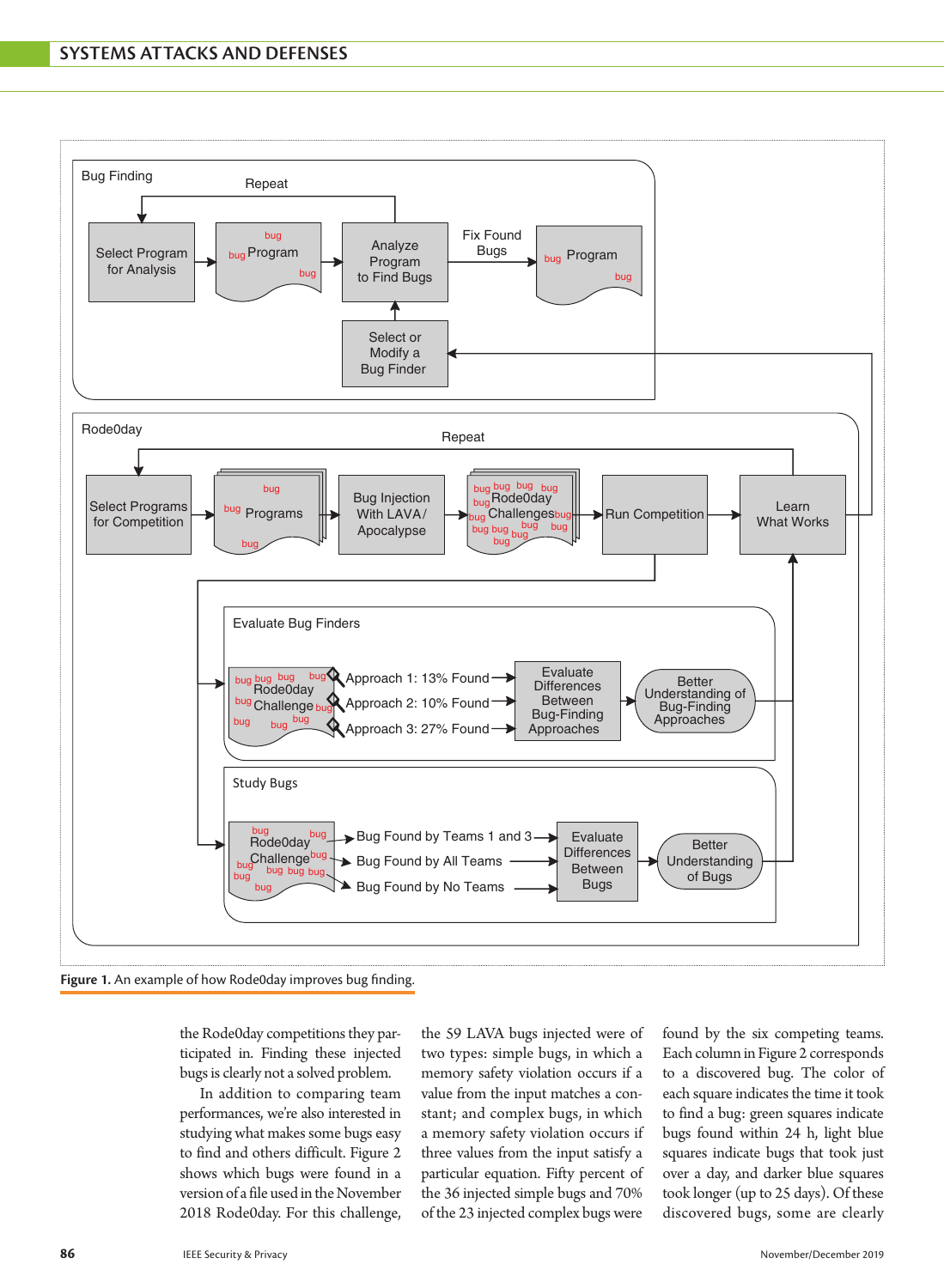Figure 1. An example of how Rode0day improves bug finding.

the Rode0day competitions they participated in. Finding these injected bugs is clearly not a solved problem.

In addition to comparing team performances, we're also interested in studying what makes some bugs easy to find and others difficult. Figure 2 shows which bugs were found in a version of a file used in the November 2018 Rode0day. For this challenge, the 59 LAVA bugs injected were of two types: simple bugs, in which a memory safety violation occurs if a value from the input matches a constant; and complex bugs, in which a memory safety violation occurs if three values from the input satisfy a particular equation. Fifty percent of the 36 injected simple bugs and 70% of the 23 injected complex bugs were found by the six competing teams. Each column in Figure 2 corresponds to a discovered bug. The color of each square indicates the time it took to find a bug: green squares indicate bugs found within 24 h, light blue squares indicate bugs that took just over a day, and darker blue squares took longer (up to 25 days). Of these discovered bugs, some are clearly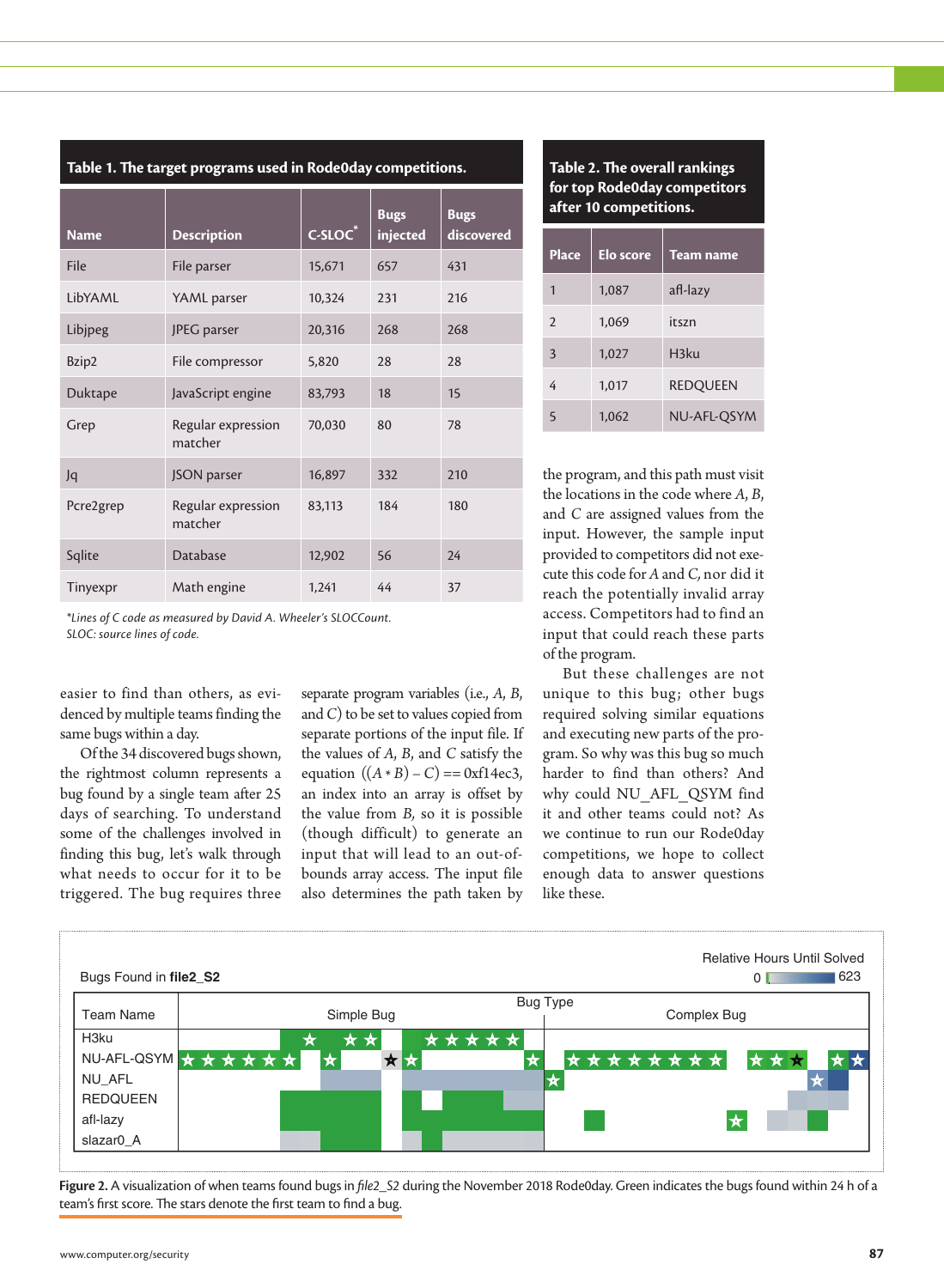**Table 1. The target programs used in Rode0day competitions.**

| Name | Description | C-SLOC* | Bugs injected | Bugs discovered |
|---|---|---|---|---|
| File | File parser | 15,671 | 657 | 431 |
| LibYAML | YAML parser | 10,324 | 231 | 216 |
| Libjpeg | JPEG parser | 20,316 | 268 | 268 |
| Bzip2 | File compressor | 5,820 | 28 | 28 |
| Duktape | JavaScript engine | 83,793 | 18 | 15 |
| Grep | Regular expression matcher | 70,030 | 80 | 78 |
| Jq | JSON parser | 16,897 | 332 | 210 |
| Pcre2grep | Regular expression matcher | 83,113 | 184 | 180 |
| Sqlite | Database | 12,902 | 56 | 24 |
| Tinyexpr | Math engine | 1,241 | 44 | 37 |

*Lines of C code as measured by David A. Wheeler's SLOCCount.*
*SLOC: source lines of code.*

**Table 2. The overall rankings for top Rode0day competitors after 10 competitions.**

| Place | Elo score | Team name |
|---|---|---|
| 1 | 1,087 | afl-lazy |
| 2 | 1,069 | itszn |
| 3 | 1,027 | H3ku |
| 4 | 1,017 | REDQUEEN |
| 5 | 1,062 | NU-AFL-QSYM |

easier to find than others, as evidenced by multiple teams finding the same bugs within a day.

Of the 34 discovered bugs shown, the rightmost column represents a bug found by a single team after 25 days of searching. To understand some of the challenges involved in finding this bug, let's walk through what needs to occur for it to be triggered. The bug requires three separate program variables (i.e., $A$, $B$, and $C$) to be set to values copied from separate portions of the input file. If the values of $A$, $B$, and $C$ satisfy the equation $((A * B) - C) == 0xf14ec3$, an index into an array is offset by the value from $B$, so it is possible (though difficult) to generate an input that will lead to an out-of-bounds array access. The input file also determines the path taken by the program, and this path must visit the locations in the code where $A$, $B$, and $C$ are assigned values from the input. However, the sample input provided to competitors did not execute this code for $A$ and $C$, nor did it reach the potentially invalid array access. Competitors had to find an input that could reach these parts of the program.

But these challenges are not unique to this bug; other bugs required solving similar equations and executing new parts of the program. So why was this bug so much harder to find than others? And why could NU_AFL_QSYM find it and other teams could not? As we continue to run our Rode0day competitions, we hope to collect enough data to answer questions like these.

**Figure 2.** A visualization of when teams found bugs in *file2_S2* during the November 2018 Rode0day. Green indicates the bugs found within 24 h of a team's first score. The stars denote the first team to find a bug.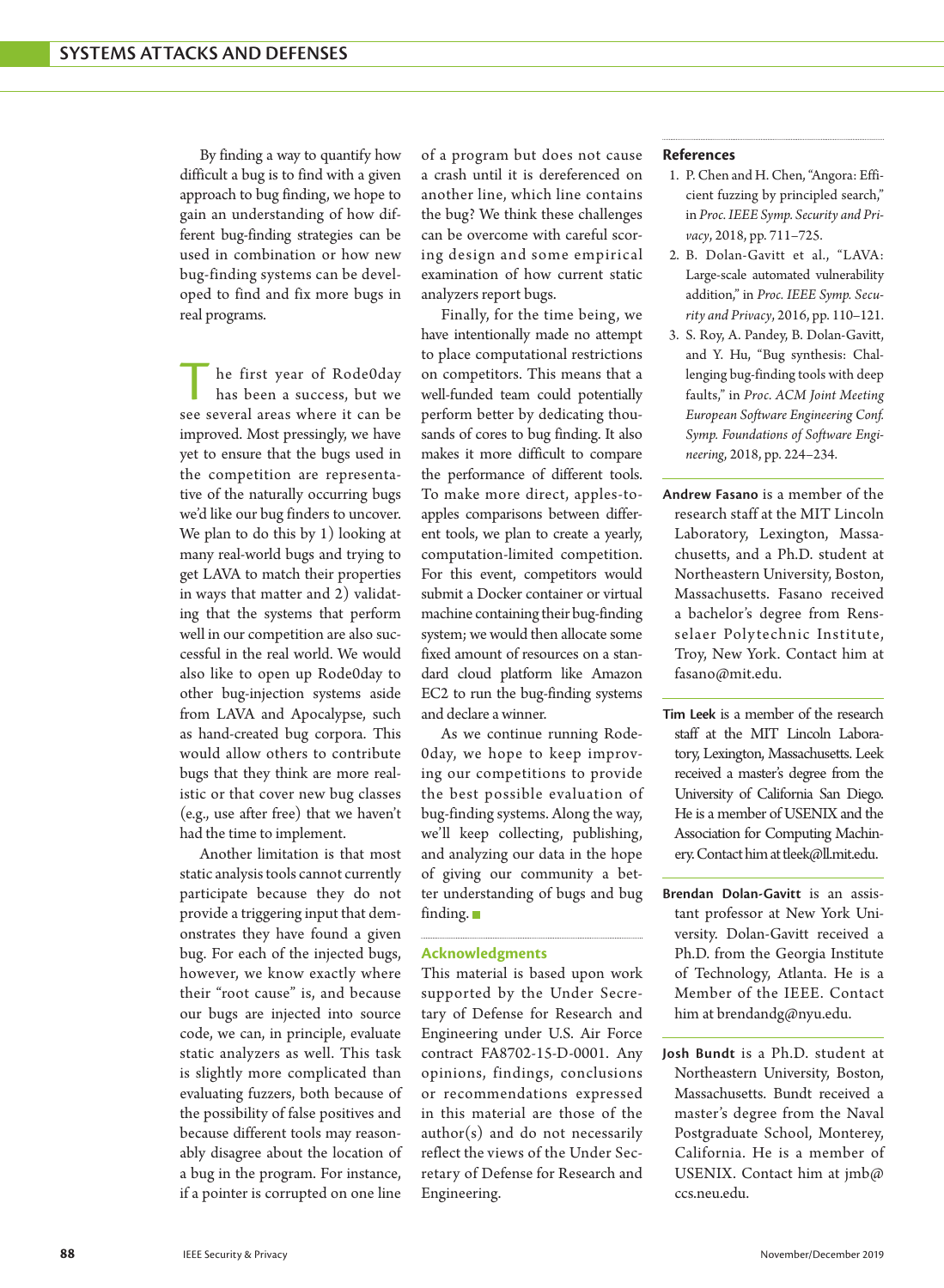By finding a way to quantify how difficult a bug is to find with a given approach to bug finding, we hope to gain an understanding of how different bug-finding strategies can be used in combination or how new bug-finding systems can be developed to find and fix more bugs in real programs.

The first year of Rode0day has been a success, but we see several areas where it can be improved. Most pressingly, we have yet to ensure that the bugs used in the competition are representative of the naturally occurring bugs we'd like our bug finders to uncover. We plan to do this by 1) looking at many real-world bugs and trying to get LAVA to match their properties in ways that matter and 2) validating that the systems that perform well in our competition are also successful in the real world. We would also like to open up Rode0day to other bug-injection systems aside from LAVA and Apocalypse, such as hand-created bug corpora. This would allow others to contribute bugs that they think are more realistic or that cover new bug classes (e.g., use after free) that we haven't had the time to implement.

Another limitation is that most static analysis tools cannot currently participate because they do not provide a triggering input that demonstrates they have found a given bug. For each of the injected bugs, however, we know exactly where their "root cause" is, and because our bugs are injected into source code, we can, in principle, evaluate static analyzers as well. This task is slightly more complicated than evaluating fuzzers, both because of the possibility of false positives and because different tools may reasonably disagree about the location of a bug in the program. For instance, if a pointer is corrupted on one line of a program but does not cause a crash until it is dereferenced on another line, which line contains the bug? We think these challenges can be overcome with careful scoring design and some empirical examination of how current static analyzers report bugs.

Finally, for the time being, we have intentionally made no attempt to place computational restrictions on competitors. This means that a well-funded team could potentially perform better by dedicating thousands of cores to bug finding. It also makes it more difficult to compare the performance of different tools. To make more direct, apples-to-apples comparisons between different tools, we plan to create a yearly, computation-limited competition. For this event, competitors would submit a Docker container or virtual machine containing their bug-finding system; we would then allocate some fixed amount of resources on a standard cloud platform like Amazon EC2 to run the bug-finding systems and declare a winner.

As we continue running Rode0day, we hope to keep improving our competitions to provide the best possible evaluation of bug-finding systems. Along the way, we'll keep collecting, publishing, and analyzing our data in the hope of giving our community a better understanding of bugs and bug finding.

## Acknowledgments

This material is based upon work supported by the Under Secretary of Defense for Research and Engineering under U.S. Air Force contract FA8702-15-D-0001. Any opinions, findings, conclusions or recommendations expressed in this material are those of the author(s) and do not necessarily reflect the views of the Under Secretary of Defense for Research and Engineering.

## References

1. P. Chen and H. Chen, "Angora: Efficient fuzzing by principled search," in *Proc. IEEE Symp. Security and Privacy*, 2018, pp. 711–725.
2. B. Dolan-Gavitt et al., "LAVA: Large-scale automated vulnerability addition," in *Proc. IEEE Symp. Security and Privacy*, 2016, pp. 110–121.
3. S. Roy, A. Pandey, B. Dolan-Gavitt, and Y. Hu, "Bug synthesis: Challenging bug-finding tools with deep faults," in *Proc. ACM Joint Meeting European Software Engineering Conf. Symp. Foundations of Software Engineering*, 2018, pp. 224–234.

**Andrew Fasano** is a member of the research staff at the MIT Lincoln Laboratory, Lexington, Massachusetts, and a Ph.D. student at Northeastern University, Boston, Massachusetts. Fasano received a bachelor's degree from Rensselaer Polytechnic Institute, Troy, New York. Contact him at fasano@mit.edu.

**Tim Leek** is a member of the research staff at the MIT Lincoln Laboratory, Lexington, Massachusetts. Leek received a master's degree from the University of California San Diego. He is a member of USENIX and the Association for Computing Machinery. Contact him at tleek@ll.mit.edu.

**Brendan Dolan-Gavitt** is an assistant professor at New York University. Dolan-Gavitt received a Ph.D. from the Georgia Institute of Technology, Atlanta. He is a Member of the IEEE. Contact him at brendandg@nyu.edu.

**Josh Bundt** is a Ph.D. student at Northeastern University, Boston, Massachusetts. Bundt received a master's degree from the Naval Postgraduate School, Monterey, California. He is a member of USENIX. Contact him at jmb@ccs.neu.edu.